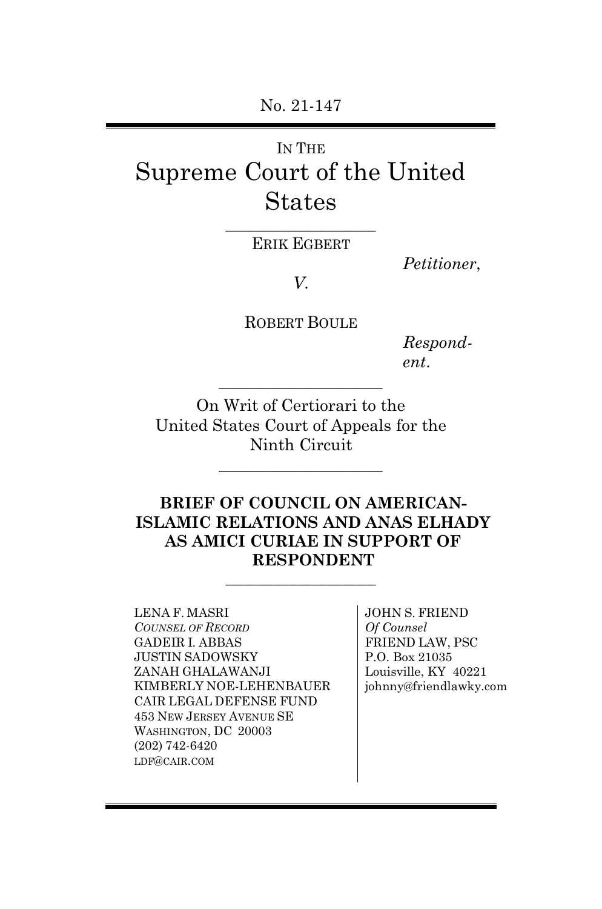No. 21-147

IN THE

# Supreme Court of the United States

ERIK EGBERT

*Petitioner*,

*V.*

ROBERT BOULE

*Respondent*.

On Writ of Certiorari to the United States Court of Appeals for the Ninth Circuit

**BRIEF OF COUNCIL ON AMERICAN-ISLAMIC RELATIONS AND ANAS ELHADY AS AMICI CURIAE IN SUPPORT OF RESPONDENT**

LENA F. MASRI
*COUNSEL OF RECORD*
GADEIR I. ABBAS
JUSTIN SADOWSKY
ZANAH GHALAWANJI
KIMBERLY NOE-LEHENBAUER
CAIR LEGAL DEFENSE FUND
453 NEW JERSEY AVENUE SE
WASHINGTON, DC 20003
(202) 742-6420
LDF@CAIR.COM

JOHN S. FRIEND
*Of Counsel*
FRIEND LAW, PSC
P.O. Box 21035
Louisville, KY 40221
johnny@friendlawky.com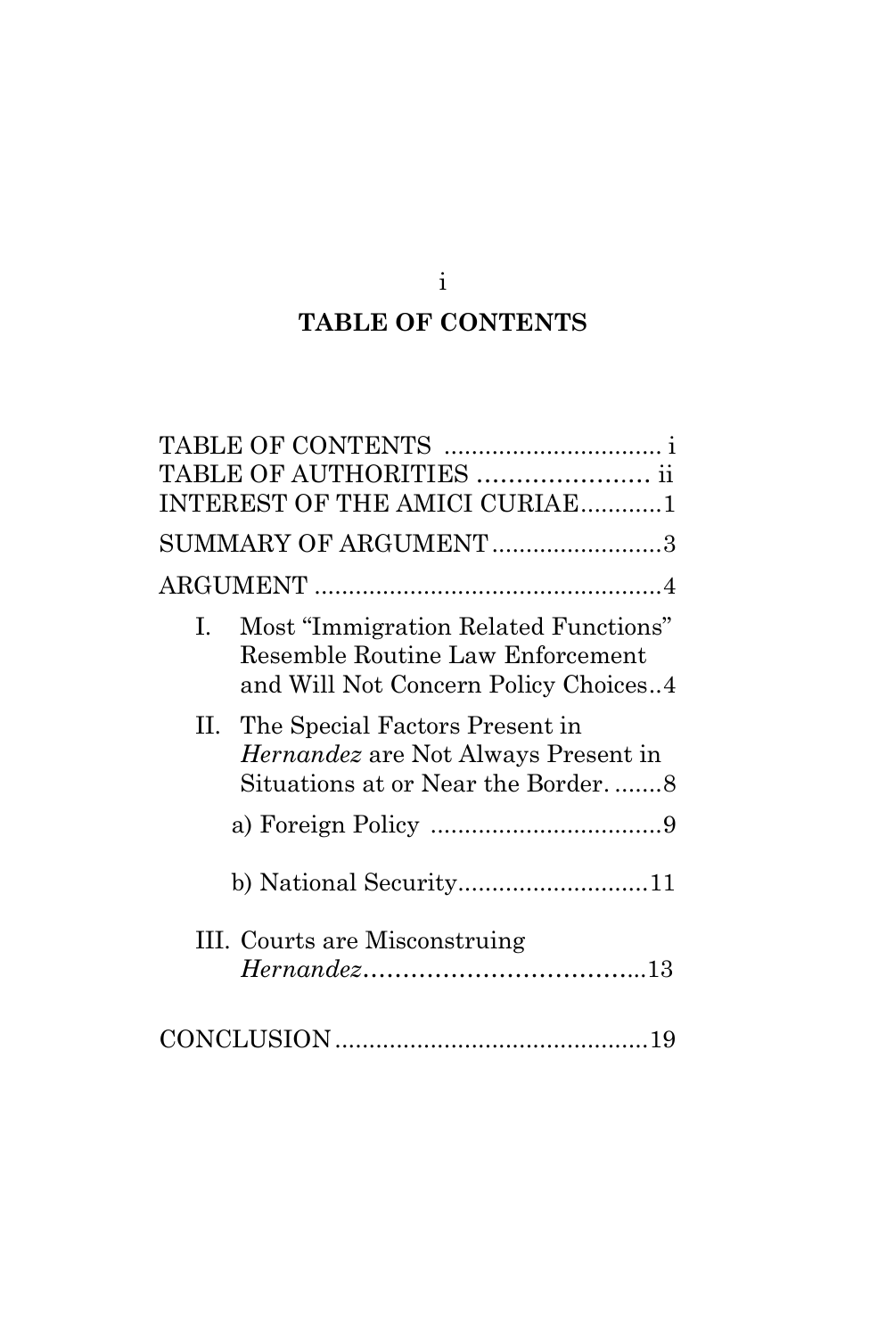# TABLE OF CONTENTS

TABLE OF CONTENTS ................................ i
TABLE OF AUTHORITIES ...................... ii
INTEREST OF THE AMICI CURIAE............1

SUMMARY OF ARGUMENT.........................3

ARGUMENT ...................................................4

I. Most "Immigration Related Functions" Resemble Routine Law Enforcement and Will Not Concern Policy Choices..4

II. The Special Factors Present in *Hernandez* are Not Always Present in Situations at or Near the Border. .......8

a) Foreign Policy ..................................9

b) National Security............................11

III. Courts are Misconstruing *Hernandez*……………………………...13

CONCLUSION ..............................................19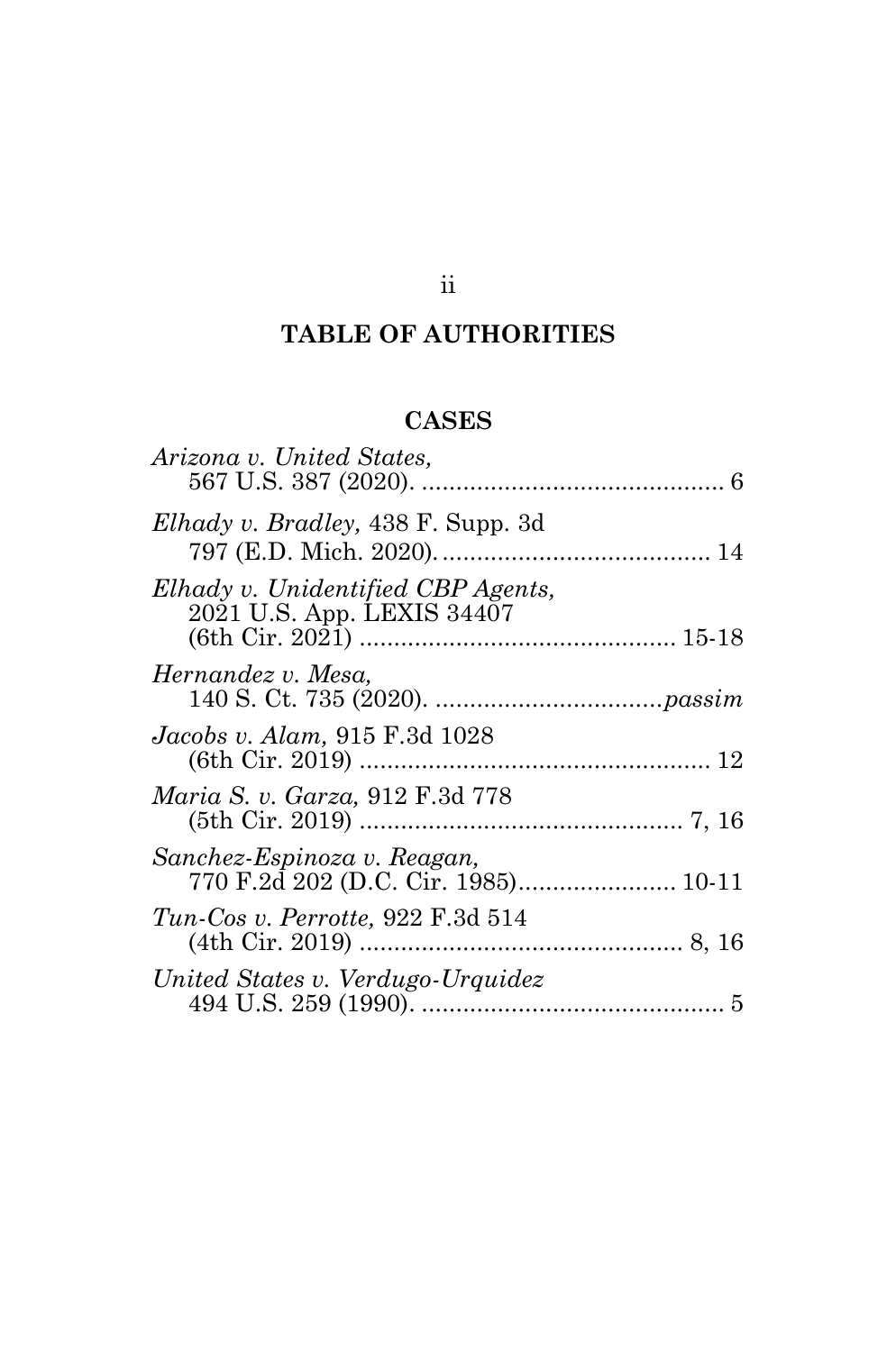# TABLE OF AUTHORITIES

## CASES

*Arizona v. United States,* 567 U.S. 387 (2020). ........................................... 6

*Elhady v. Bradley,* 438 F. Supp. 3d 797 (E.D. Mich. 2020). ....................................... 14

*Elhady v. Unidentified CBP Agents,* 2021 U.S. App. LEXIS 34407 (6th Cir. 2021) ............................................. 15-18

*Hernandez v. Mesa,* 140 S. Ct. 735 (2020). ................................*passim*

*Jacobs v. Alam,* 915 F.3d 1028 (6th Cir. 2019) ................................................... 12

*Maria S. v. Garza,* 912 F.3d 778 (5th Cir. 2019) ............................................... 7, 16

*Sanchez-Espinoza v. Reagan,* 770 F.2d 202 (D.C. Cir. 1985)...................... 10-11

*Tun-Cos v. Perrotte,* 922 F.3d 514 (4th Cir. 2019) ............................................... 8, 16

*United States v. Verdugo-Urquidez* 494 U.S. 259 (1990). ........................................... 5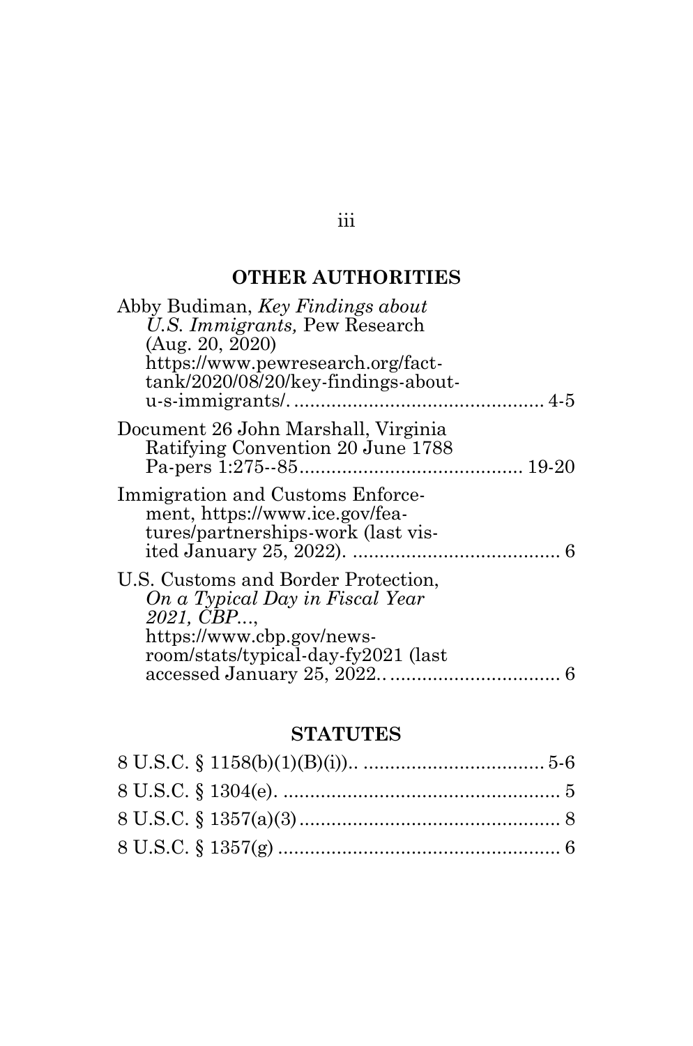## OTHER AUTHORITIES

Abby Budiman, *Key Findings about U.S. Immigrants,* Pew Research (Aug. 20, 2020) https://www.pewresearch.org/fact-tank/2020/08/20/key-findings-about-u-s-immigrants/. ............................................. 4-5

Document 26 John Marshall, Virginia Ratifying Convention 20 June 1788 Pa-pers 1:275--85......................................... 19-20

Immigration and Customs Enforcement, https://www.ice.gov/features/partnerships-work (last visited January 25, 2022). ...................................... 6

U.S. Customs and Border Protection, *On a Typical Day in Fiscal Year 2021, CBP...*, https://www.cbp.gov/newsroom/stats/typical-day-fy2021 (last accessed January 25, 2022.. ............................... 6

## STATUTES

8 U.S.C. § 1158(b)(1)(B)(i)).. ................................. 5-6

8 U.S.C. § 1304(e). ................................................... 5

8 U.S.C. § 1357(a)(3)................................................ 8

8 U.S.C. § 1357(g) .................................................... 6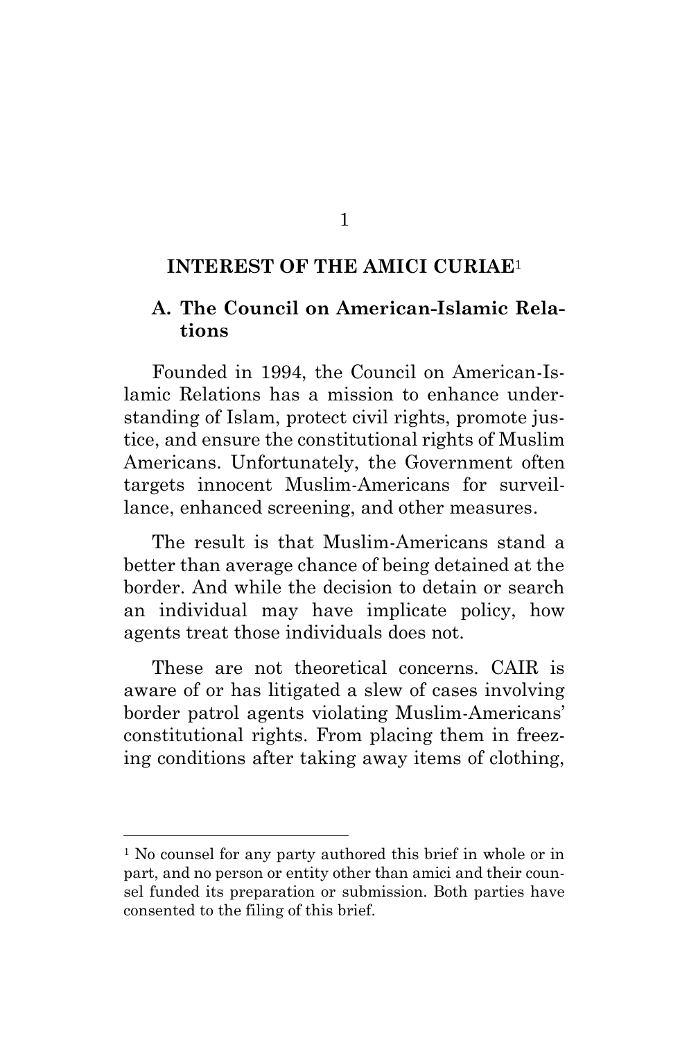## INTEREST OF THE AMICI CURIAE[1]

### A. The Council on American-Islamic Relations

Founded in 1994, the Council on American-Islamic Relations has a mission to enhance understanding of Islam, protect civil rights, promote justice, and ensure the constitutional rights of Muslim Americans. Unfortunately, the Government often targets innocent Muslim-Americans for surveillance, enhanced screening, and other measures.

The result is that Muslim-Americans stand a better than average chance of being detained at the border. And while the decision to detain or search an individual may have implicate policy, how agents treat those individuals does not.

These are not theoretical concerns. CAIR is aware of or has litigated a slew of cases involving border patrol agents violating Muslim-Americans' constitutional rights. From placing them in freezing conditions after taking away items of clothing,

---

[1] No counsel for any party authored this brief in whole or in part, and no person or entity other than amici and their counsel funded its preparation or submission. Both parties have consented to the filing of this brief.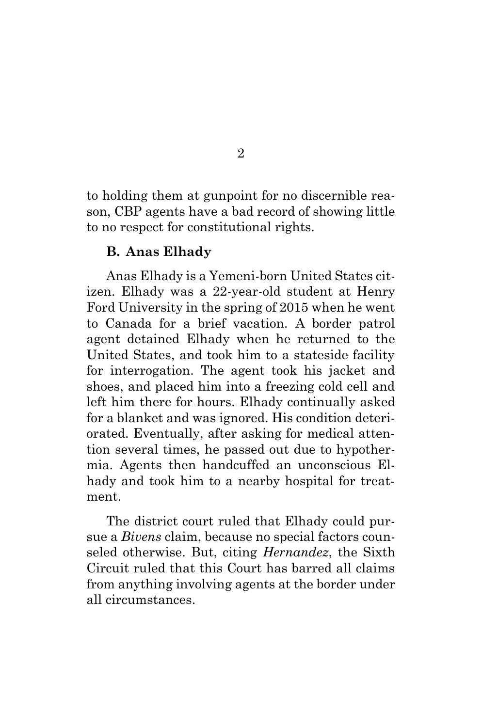to holding them at gunpoint for no discernible reason, CBP agents have a bad record of showing little to no respect for constitutional rights.

### B. Anas Elhady

Anas Elhady is a Yemeni-born United States citizen. Elhady was a 22-year-old student at Henry Ford University in the spring of 2015 when he went to Canada for a brief vacation. A border patrol agent detained Elhady when he returned to the United States, and took him to a stateside facility for interrogation. The agent took his jacket and shoes, and placed him into a freezing cold cell and left him there for hours. Elhady continually asked for a blanket and was ignored. His condition deteriorated. Eventually, after asking for medical attention several times, he passed out due to hypothermia. Agents then handcuffed an unconscious Elhady and took him to a nearby hospital for treatment.

The district court ruled that Elhady could pursue a *Bivens* claim, because no special factors counseled otherwise. But, citing *Hernandez*, the Sixth Circuit ruled that this Court has barred all claims from anything involving agents at the border under all circumstances.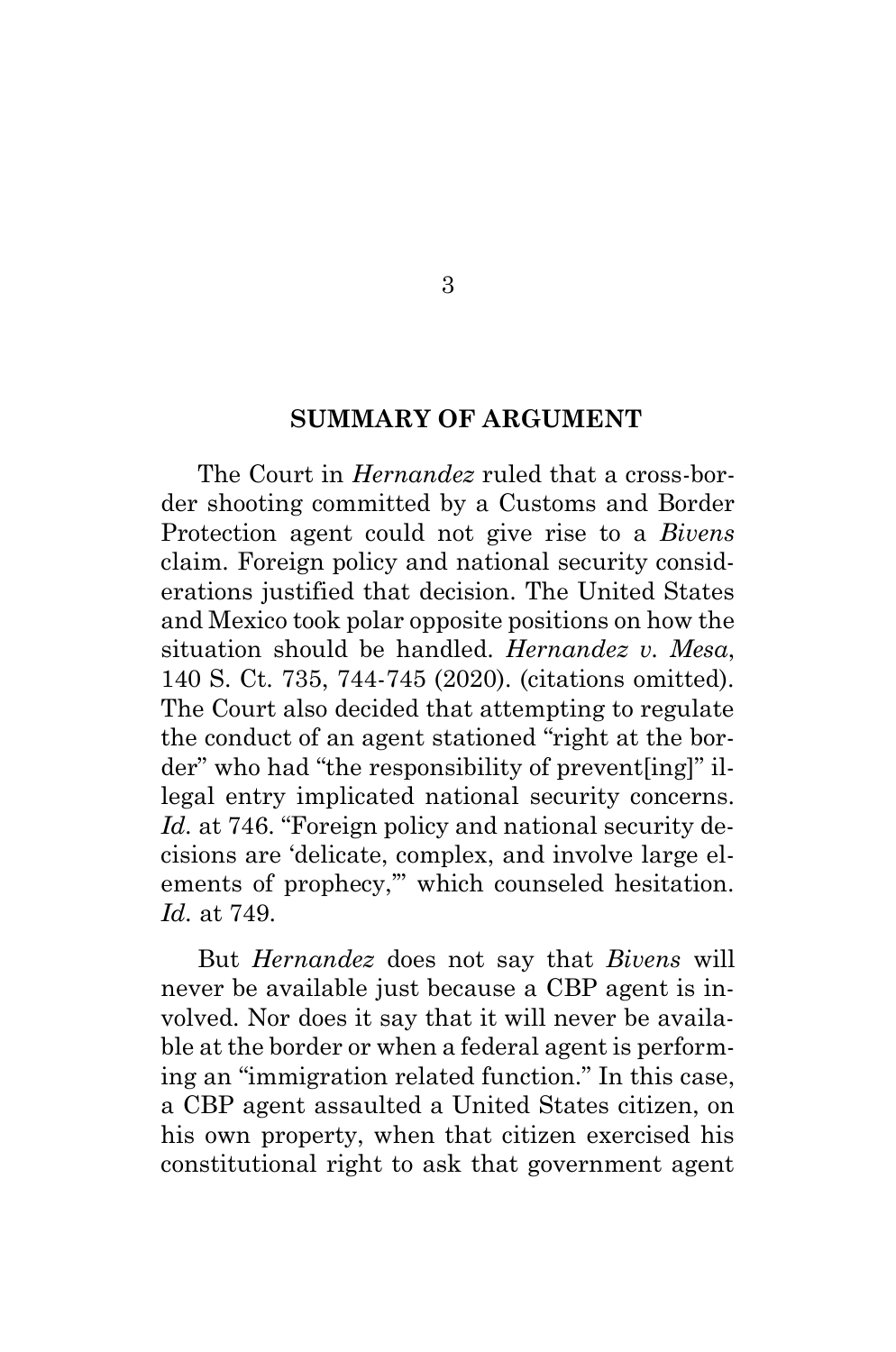## SUMMARY OF ARGUMENT

The Court in *Hernandez* ruled that a cross-border shooting committed by a Customs and Border Protection agent could not give rise to a *Bivens* claim. Foreign policy and national security considerations justified that decision. The United States and Mexico took polar opposite positions on how the situation should be handled. *Hernandez v. Mesa*, 140 S. Ct. 735, 744-745 (2020). (citations omitted). The Court also decided that attempting to regulate the conduct of an agent stationed "right at the border" who had "the responsibility of prevent[ing]" illegal entry implicated national security concerns. *Id.* at 746. "Foreign policy and national security decisions are 'delicate, complex, and involve large elements of prophecy,'" which counseled hesitation. *Id.* at 749.

But *Hernandez* does not say that *Bivens* will never be available just because a CBP agent is involved. Nor does it say that it will never be available at the border or when a federal agent is performing an "immigration related function." In this case, a CBP agent assaulted a United States citizen, on his own property, when that citizen exercised his constitutional right to ask that government agent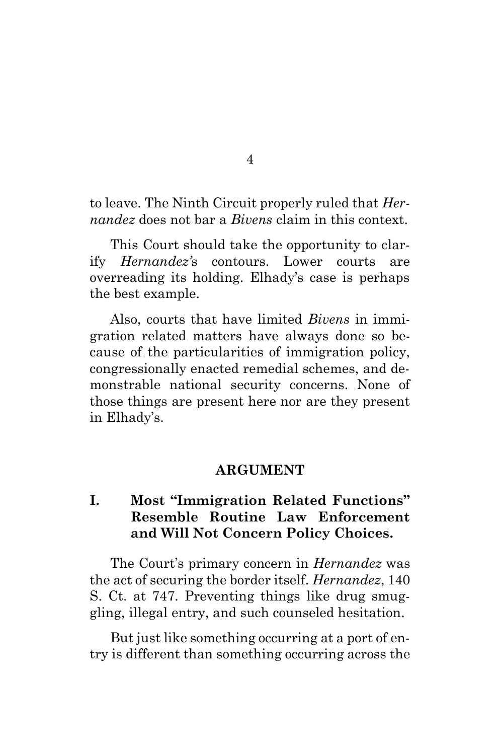to leave. The Ninth Circuit properly ruled that *Hernandez* does not bar a *Bivens* claim in this context.

This Court should take the opportunity to clarify *Hernandez*'s contours. Lower courts are overreading its holding. Elhady's case is perhaps the best example.

Also, courts that have limited *Bivens* in immigration related matters have always done so because of the particularities of immigration policy, congressionally enacted remedial schemes, and demonstrable national security concerns. None of those things are present here nor are they present in Elhady's.

## ARGUMENT

### I. Most "Immigration Related Functions" Resemble Routine Law Enforcement and Will Not Concern Policy Choices.

The Court's primary concern in *Hernandez* was the act of securing the border itself. *Hernandez*, 140 S. Ct. at 747. Preventing things like drug smuggling, illegal entry, and such counseled hesitation.

But just like something occurring at a port of entry is different than something occurring across the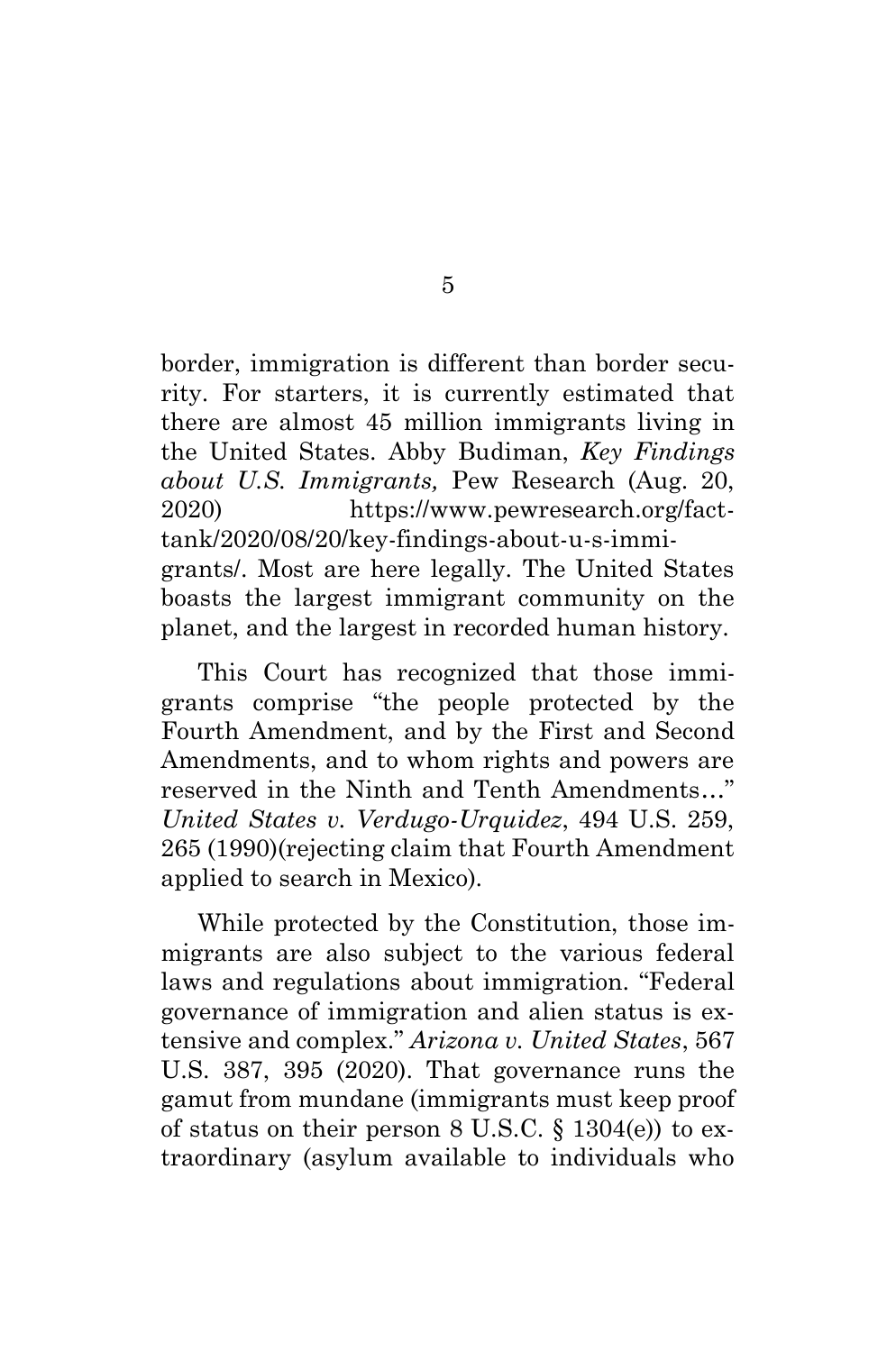border, immigration is different than border security. For starters, it is currently estimated that there are almost 45 million immigrants living in the United States. Abby Budiman, *Key Findings about U.S. Immigrants,* Pew Research (Aug. 20, 2020) https://www.pewresearch.org/fact-tank/2020/08/20/key-findings-about-u-s-immigrants/. Most are here legally. The United States boasts the largest immigrant community on the planet, and the largest in recorded human history.

This Court has recognized that those immigrants comprise "the people protected by the Fourth Amendment, and by the First and Second Amendments, and to whom rights and powers are reserved in the Ninth and Tenth Amendments…" *United States v. Verdugo-Urquidez*, 494 U.S. 259, 265 (1990)(rejecting claim that Fourth Amendment applied to search in Mexico).

While protected by the Constitution, those immigrants are also subject to the various federal laws and regulations about immigration. "Federal governance of immigration and alien status is extensive and complex." *Arizona v. United States*, 567 U.S. 387, 395 (2020). That governance runs the gamut from mundane (immigrants must keep proof of status on their person 8 U.S.C. § 1304(e)) to extraordinary (asylum available to individuals who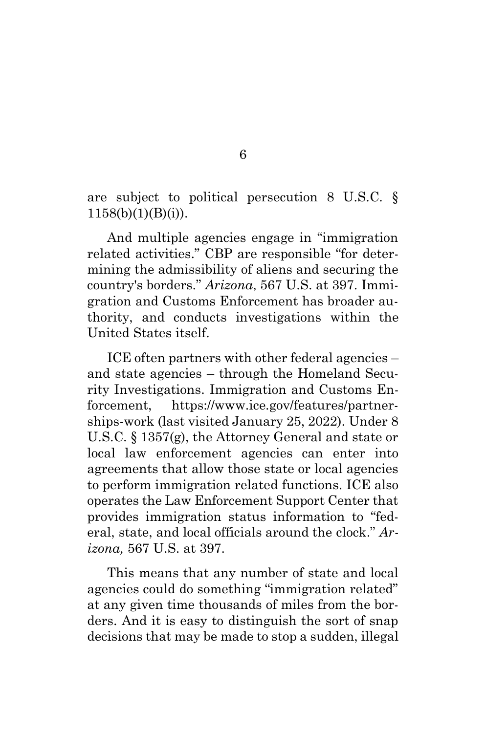are subject to political persecution 8 U.S.C. § 1158(b)(1)(B)(i)).

And multiple agencies engage in "immigration related activities." CBP are responsible "for determining the admissibility of aliens and securing the country's borders." *Arizona*, 567 U.S. at 397. Immigration and Customs Enforcement has broader authority, and conducts investigations within the United States itself.

ICE often partners with other federal agencies – and state agencies – through the Homeland Security Investigations. Immigration and Customs Enforcement, https://www.ice.gov/features/partnerships-work (last visited January 25, 2022). Under 8 U.S.C. § 1357(g), the Attorney General and state or local law enforcement agencies can enter into agreements that allow those state or local agencies to perform immigration related functions. ICE also operates the Law Enforcement Support Center that provides immigration status information to "federal, state, and local officials around the clock." *Arizona,* 567 U.S. at 397.

This means that any number of state and local agencies could do something "immigration related" at any given time thousands of miles from the borders. And it is easy to distinguish the sort of snap decisions that may be made to stop a sudden, illegal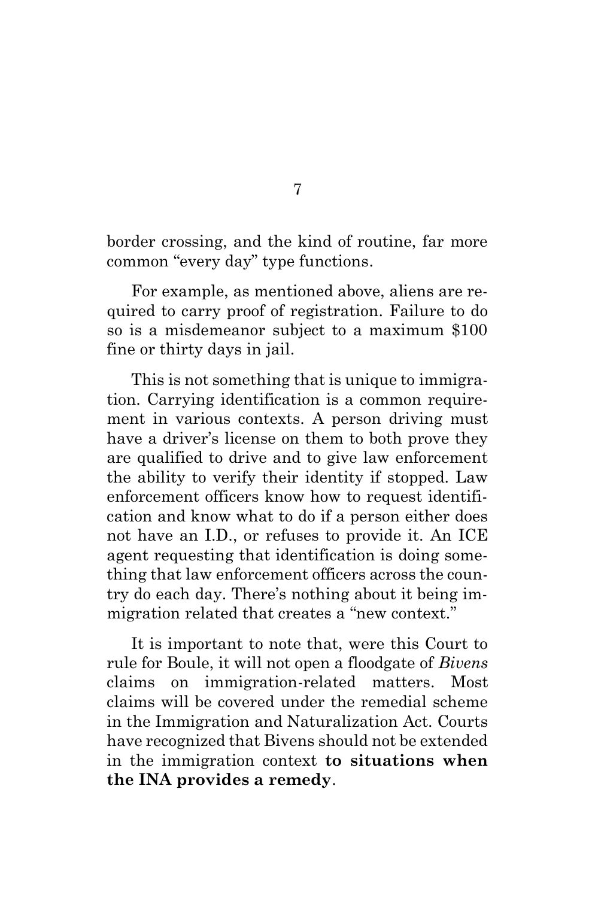border crossing, and the kind of routine, far more common "every day" type functions.

For example, as mentioned above, aliens are required to carry proof of registration. Failure to do so is a misdemeanor subject to a maximum $100 fine or thirty days in jail.

This is not something that is unique to immigration. Carrying identification is a common requirement in various contexts. A person driving must have a driver's license on them to both prove they are qualified to drive and to give law enforcement the ability to verify their identity if stopped. Law enforcement officers know how to request identification and know what to do if a person either does not have an I.D., or refuses to provide it. An ICE agent requesting that identification is doing something that law enforcement officers across the country do each day. There's nothing about it being immigration related that creates a "new context."

It is important to note that, were this Court to rule for Boule, it will not open a floodgate of *Bivens* claims on immigration-related matters. Most claims will be covered under the remedial scheme in the Immigration and Naturalization Act. Courts have recognized that Bivens should not be extended in the immigration context **to situations when the INA provides a remedy**.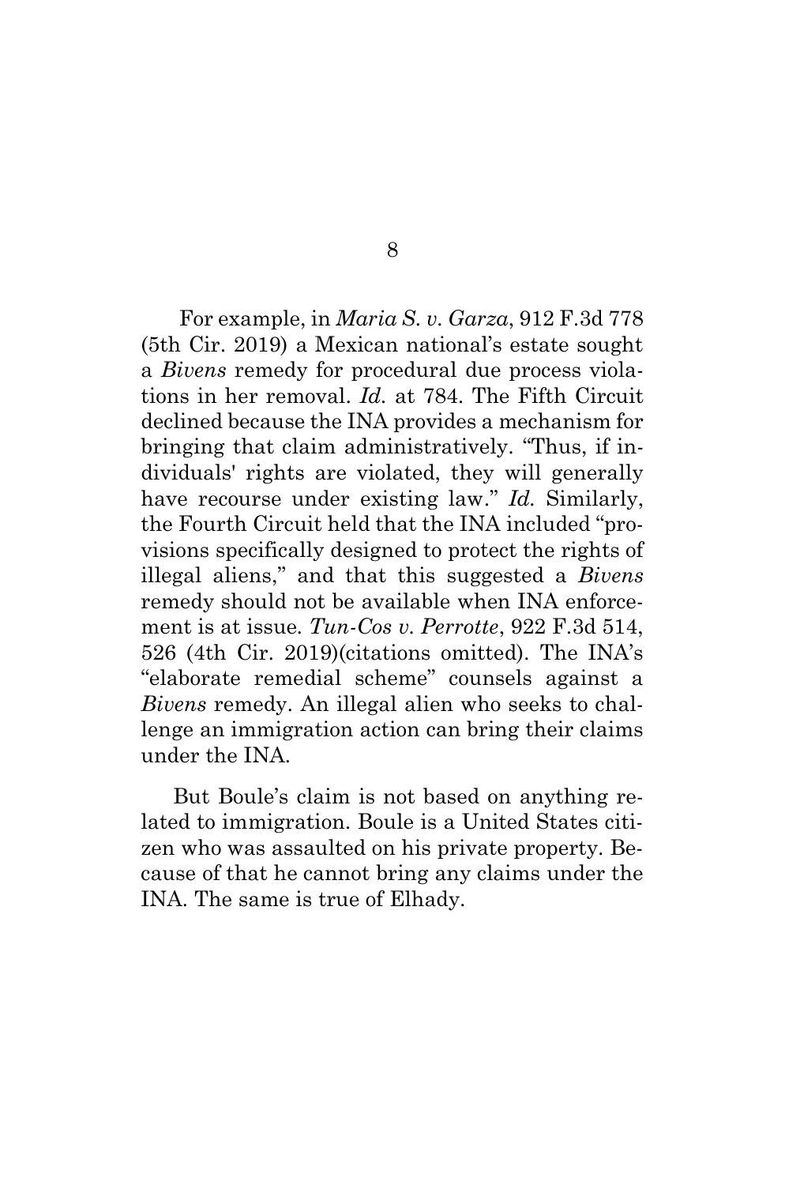For example, in *Maria S. v. Garza*, 912 F.3d 778 (5th Cir. 2019) a Mexican national's estate sought a *Bivens* remedy for procedural due process violations in her removal. *Id.* at 784. The Fifth Circuit declined because the INA provides a mechanism for bringing that claim administratively. "Thus, if individuals' rights are violated, they will generally have recourse under existing law." *Id.* Similarly, the Fourth Circuit held that the INA included "provisions specifically designed to protect the rights of illegal aliens," and that this suggested a *Bivens* remedy should not be available when INA enforcement is at issue. *Tun-Cos v. Perrotte*, 922 F.3d 514, 526 (4th Cir. 2019)(citations omitted). The INA's "elaborate remedial scheme" counsels against a *Bivens* remedy. An illegal alien who seeks to challenge an immigration action can bring their claims under the INA.

But Boule's claim is not based on anything related to immigration. Boule is a United States citizen who was assaulted on his private property. Because of that he cannot bring any claims under the INA. The same is true of Elhady.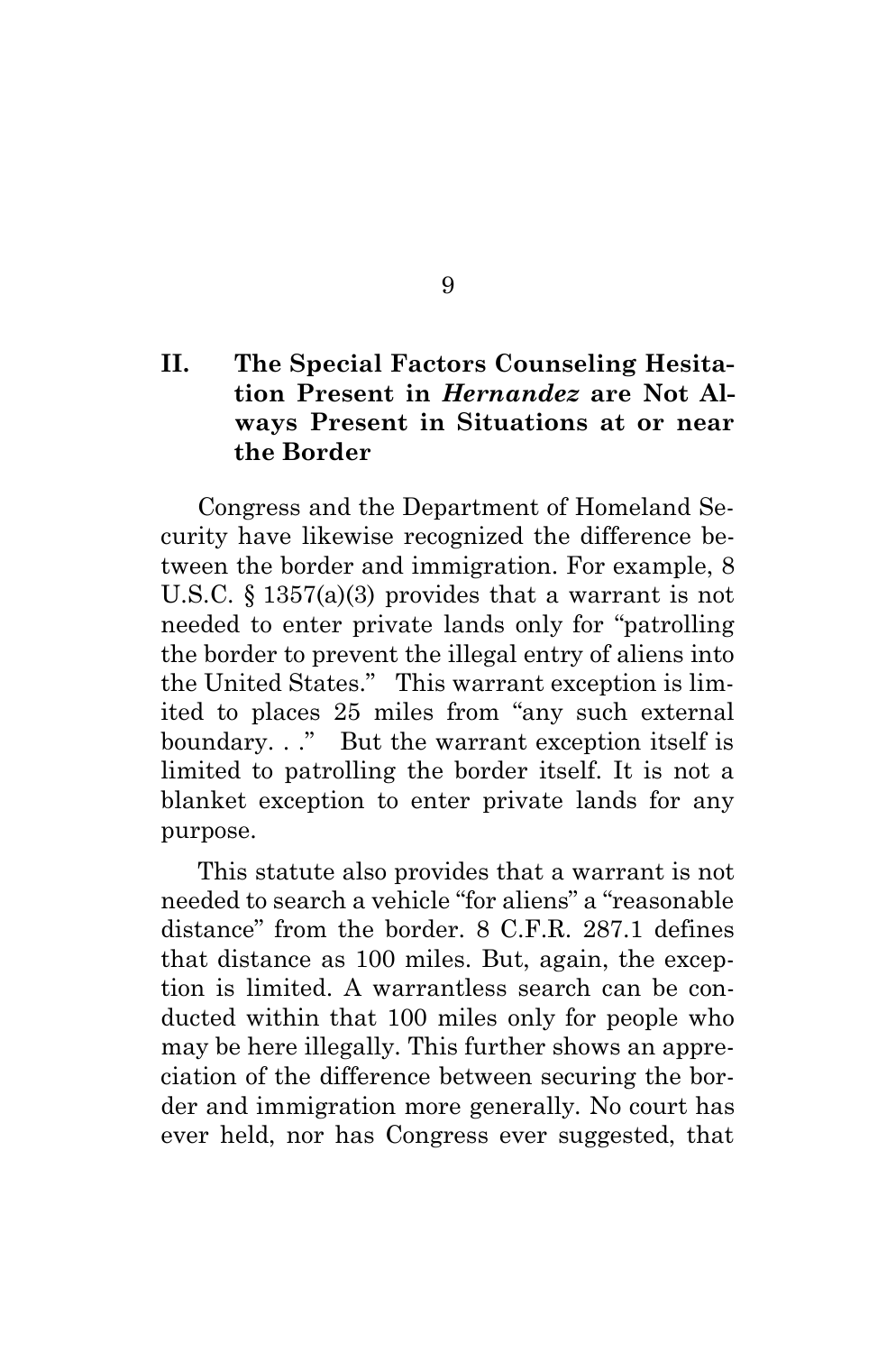## II. The Special Factors Counseling Hesitation Present in *Hernandez* are Not Always Present in Situations at or near the Border

Congress and the Department of Homeland Security have likewise recognized the difference between the border and immigration. For example, 8 U.S.C. § 1357(a)(3) provides that a warrant is not needed to enter private lands only for "patrolling the border to prevent the illegal entry of aliens into the United States." This warrant exception is limited to places 25 miles from "any such external boundary. . ." But the warrant exception itself is limited to patrolling the border itself. It is not a blanket exception to enter private lands for any purpose.

This statute also provides that a warrant is not needed to search a vehicle "for aliens" a "reasonable distance" from the border. 8 C.F.R. 287.1 defines that distance as 100 miles. But, again, the exception is limited. A warrantless search can be conducted within that 100 miles only for people who may be here illegally. This further shows an appreciation of the difference between securing the border and immigration more generally. No court has ever held, nor has Congress ever suggested, that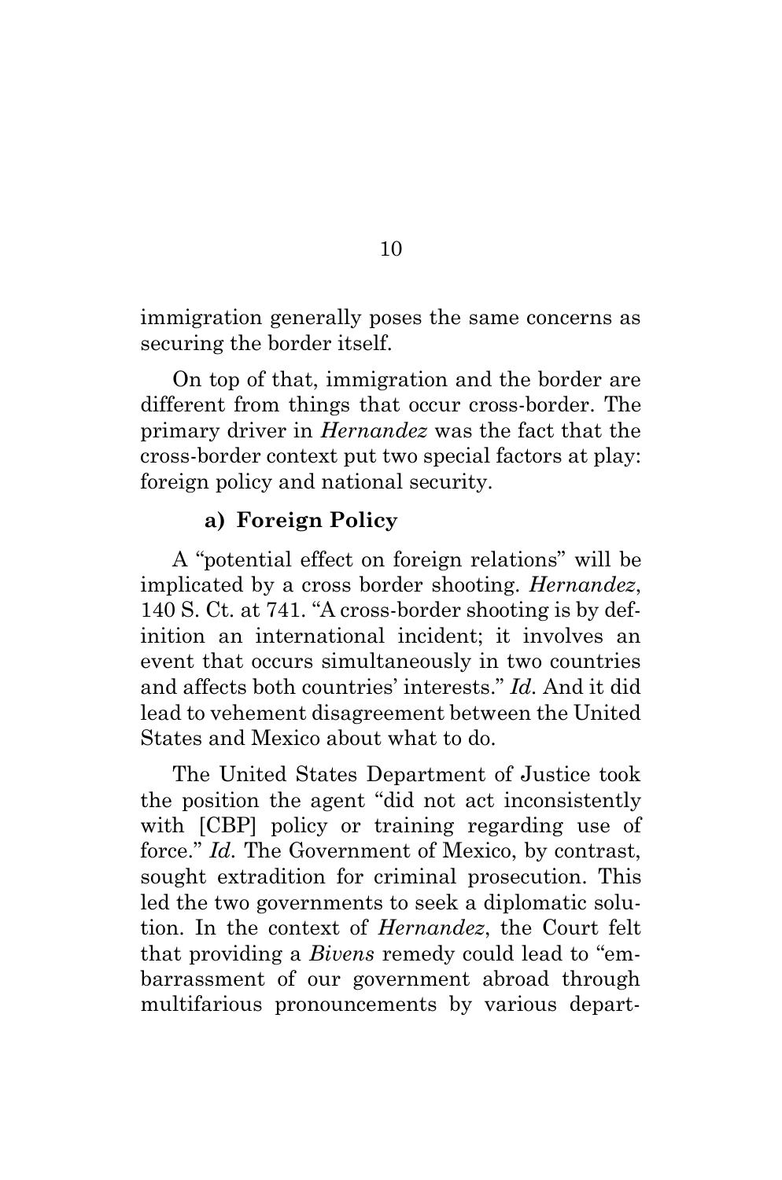immigration generally poses the same concerns as securing the border itself.

On top of that, immigration and the border are different from things that occur cross-border. The primary driver in *Hernandez* was the fact that the cross-border context put two special factors at play: foreign policy and national security.

#### a) Foreign Policy

A "potential effect on foreign relations" will be implicated by a cross border shooting. *Hernandez*, 140 S. Ct. at 741. "A cross-border shooting is by definition an international incident; it involves an event that occurs simultaneously in two countries and affects both countries' interests." *Id.* And it did lead to vehement disagreement between the United States and Mexico about what to do.

The United States Department of Justice took the position the agent "did not act inconsistently with [CBP] policy or training regarding use of force." *Id.* The Government of Mexico, by contrast, sought extradition for criminal prosecution. This led the two governments to seek a diplomatic solution. In the context of *Hernandez*, the Court felt that providing a *Bivens* remedy could lead to "embarrassment of our government abroad through multifarious pronouncements by various depart-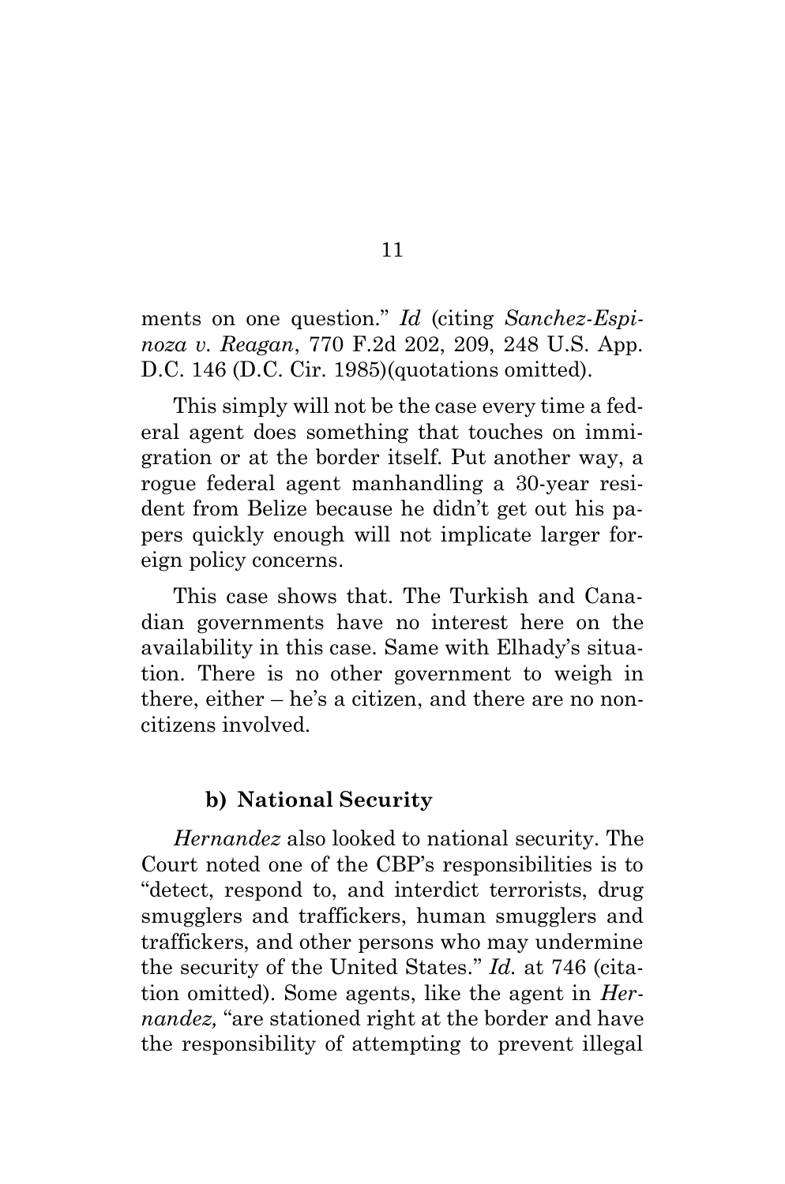ments on one question." *Id* (citing *Sanchez-Espinoza v. Reagan*, 770 F.2d 202, 209, 248 U.S. App. D.C. 146 (D.C. Cir. 1985)(quotations omitted).

This simply will not be the case every time a federal agent does something that touches on immigration or at the border itself. Put another way, a rogue federal agent manhandling a 30-year resident from Belize because he didn't get out his papers quickly enough will not implicate larger foreign policy concerns.

This case shows that. The Turkish and Canadian governments have no interest here on the availability in this case. Same with Elhady's situation. There is no other government to weigh in there, either – he's a citizen, and there are no noncitizens involved.

#### b) National Security

*Hernandez* also looked to national security. The Court noted one of the CBP's responsibilities is to "detect, respond to, and interdict terrorists, drug smugglers and traffickers, human smugglers and traffickers, and other persons who may undermine the security of the United States." *Id.* at 746 (citation omitted). Some agents, like the agent in *Hernandez,* "are stationed right at the border and have the responsibility of attempting to prevent illegal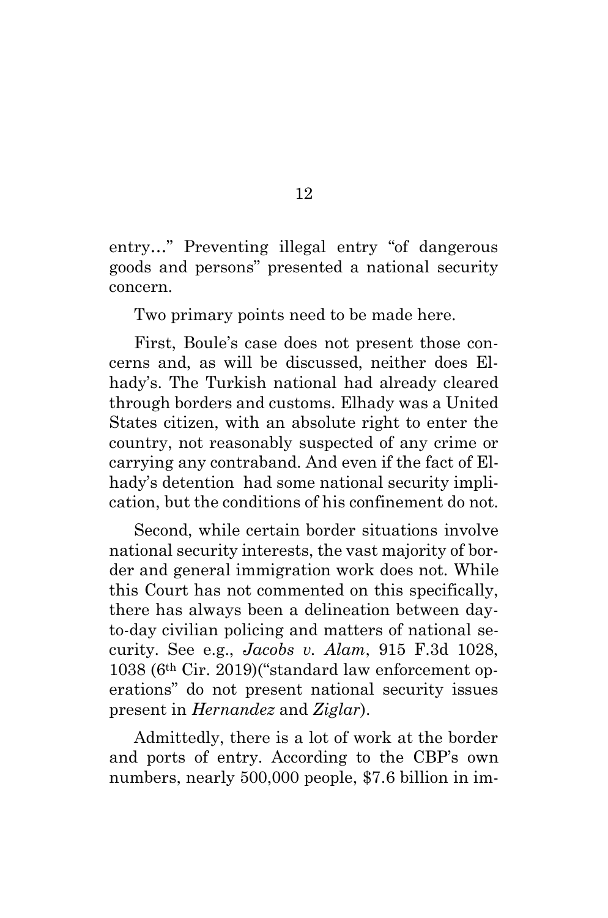entry…" Preventing illegal entry "of dangerous goods and persons" presented a national security concern.

Two primary points need to be made here.

First, Boule's case does not present those concerns and, as will be discussed, neither does Elhady's. The Turkish national had already cleared through borders and customs. Elhady was a United States citizen, with an absolute right to enter the country, not reasonably suspected of any crime or carrying any contraband. And even if the fact of Elhady's detention had some national security implication, but the conditions of his confinement do not.

Second, while certain border situations involve national security interests, the vast majority of border and general immigration work does not. While this Court has not commented on this specifically, there has always been a delineation between day-to-day civilian policing and matters of national security. See e.g., *Jacobs v. Alam*, 915 F.3d 1028, 1038 (6th Cir. 2019)("standard law enforcement operations" do not present national security issues present in *Hernandez* and *Ziglar*).

Admittedly, there is a lot of work at the border and ports of entry. According to the CBP's own numbers, nearly 500,000 people, $7.6 billion in im-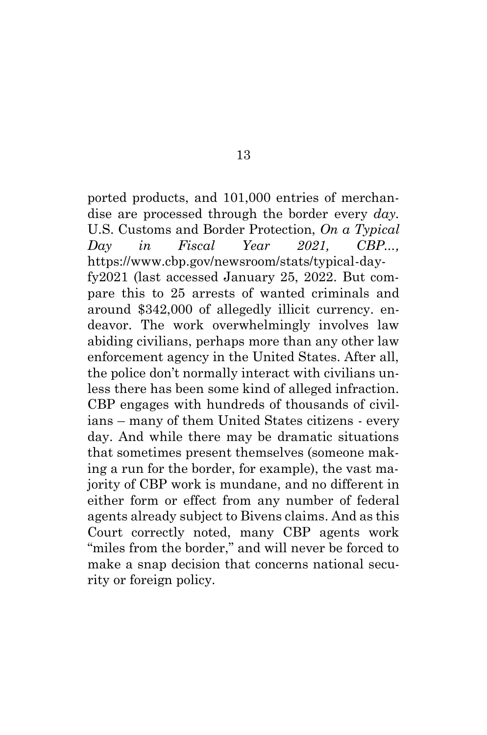ported products, and 101,000 entries of merchandise are processed through the border every *day*. U.S. Customs and Border Protection, *On a Typical Day in Fiscal Year 2021, CBP...*, https://www.cbp.gov/newsroom/stats/typical-day-fy2021 (last accessed January 25, 2022. But compare this to 25 arrests of wanted criminals and around $342,000 of allegedly illicit currency. endeavor. The work overwhelmingly involves law abiding civilians, perhaps more than any other law enforcement agency in the United States. After all, the police don't normally interact with civilians unless there has been some kind of alleged infraction. CBP engages with hundreds of thousands of civilians – many of them United States citizens - every day. And while there may be dramatic situations that sometimes present themselves (someone making a run for the border, for example), the vast majority of CBP work is mundane, and no different in either form or effect from any number of federal agents already subject to Bivens claims. And as this Court correctly noted, many CBP agents work "miles from the border," and will never be forced to make a snap decision that concerns national security or foreign policy.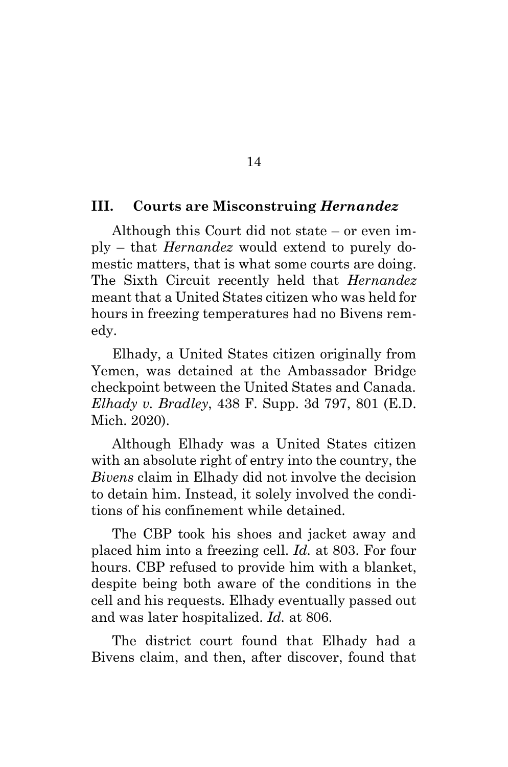## III. Courts are Misconstruing *Hernandez*

Although this Court did not state – or even imply – that *Hernandez* would extend to purely domestic matters, that is what some courts are doing. The Sixth Circuit recently held that *Hernandez* meant that a United States citizen who was held for hours in freezing temperatures had no Bivens remedy.

Elhady, a United States citizen originally from Yemen, was detained at the Ambassador Bridge checkpoint between the United States and Canada. *Elhady v. Bradley*, 438 F. Supp. 3d 797, 801 (E.D. Mich. 2020).

Although Elhady was a United States citizen with an absolute right of entry into the country, the *Bivens* claim in Elhady did not involve the decision to detain him. Instead, it solely involved the conditions of his confinement while detained.

The CBP took his shoes and jacket away and placed him into a freezing cell. *Id.* at 803. For four hours. CBP refused to provide him with a blanket, despite being both aware of the conditions in the cell and his requests. Elhady eventually passed out and was later hospitalized. *Id.* at 806.

The district court found that Elhady had a Bivens claim, and then, after discover, found that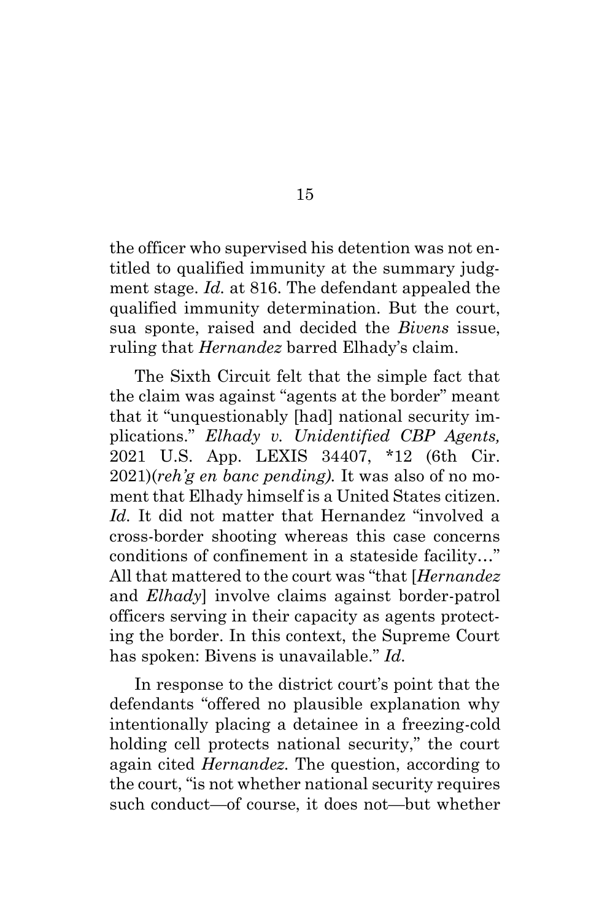the officer who supervised his detention was not entitled to qualified immunity at the summary judgment stage. *Id.* at 816. The defendant appealed the qualified immunity determination. But the court, sua sponte, raised and decided the *Bivens* issue, ruling that *Hernandez* barred Elhady's claim.

The Sixth Circuit felt that the simple fact that the claim was against "agents at the border" meant that it "unquestionably [had] national security implications." *Elhady v. Unidentified CBP Agents,* 2021 U.S. App. LEXIS 34407, *12 (6th Cir. 2021)(*reh'g en banc pending).* It was also of no moment that Elhady himself is a United States citizen. *Id.* It did not matter that Hernandez "involved a cross-border shooting whereas this case concerns conditions of confinement in a stateside facility…" All that mattered to the court was "that [*Hernandez* and *Elhady*] involve claims against border-patrol officers serving in their capacity as agents protecting the border. In this context, the Supreme Court has spoken: Bivens is unavailable." *Id.*

In response to the district court's point that the defendants "offered no plausible explanation why intentionally placing a detainee in a freezing-cold holding cell protects national security," the court again cited *Hernandez.* The question, according to the court, "is not whether national security requires such conduct—of course, it does not—but whether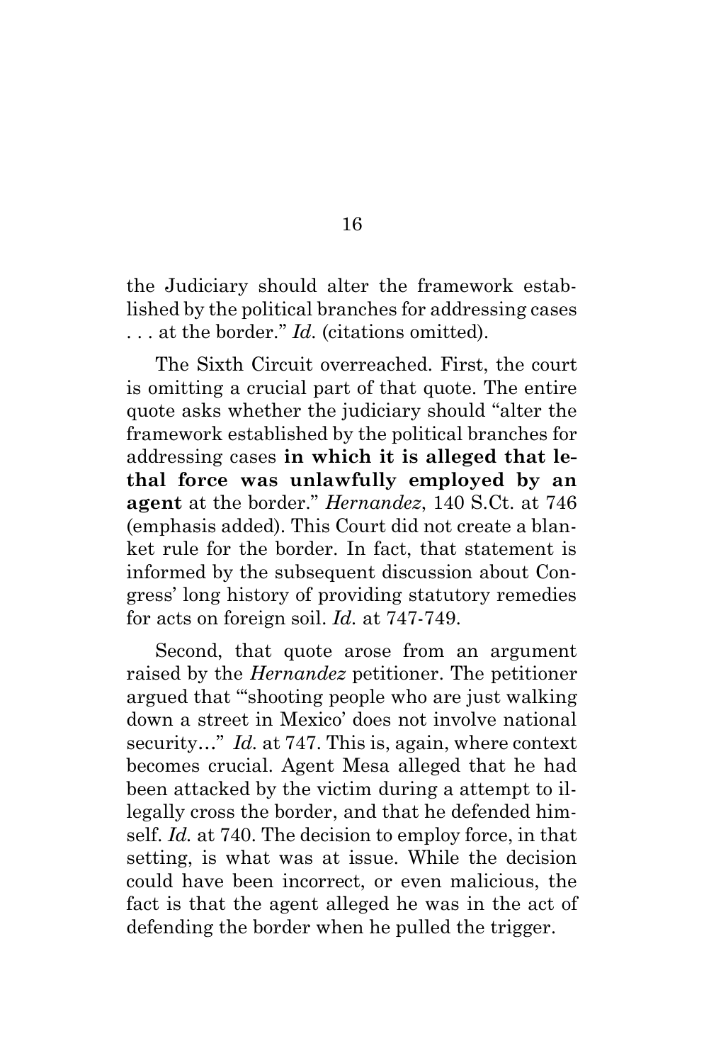the Judiciary should alter the framework established by the political branches for addressing cases . . . at the border." *Id.* (citations omitted).

The Sixth Circuit overreached. First, the court is omitting a crucial part of that quote. The entire quote asks whether the judiciary should "alter the framework established by the political branches for addressing cases **in which it is alleged that lethal force was unlawfully employed by an agent** at the border." *Hernandez*, 140 S.Ct. at 746 (emphasis added). This Court did not create a blanket rule for the border. In fact, that statement is informed by the subsequent discussion about Congress' long history of providing statutory remedies for acts on foreign soil. *Id.* at 747-749.

Second, that quote arose from an argument raised by the *Hernandez* petitioner. The petitioner argued that "'shooting people who are just walking down a street in Mexico' does not involve national security…" *Id.* at 747. This is, again, where context becomes crucial. Agent Mesa alleged that he had been attacked by the victim during a attempt to illegally cross the border, and that he defended himself. *Id.* at 740. The decision to employ force, in that setting, is what was at issue. While the decision could have been incorrect, or even malicious, the fact is that the agent alleged he was in the act of defending the border when he pulled the trigger.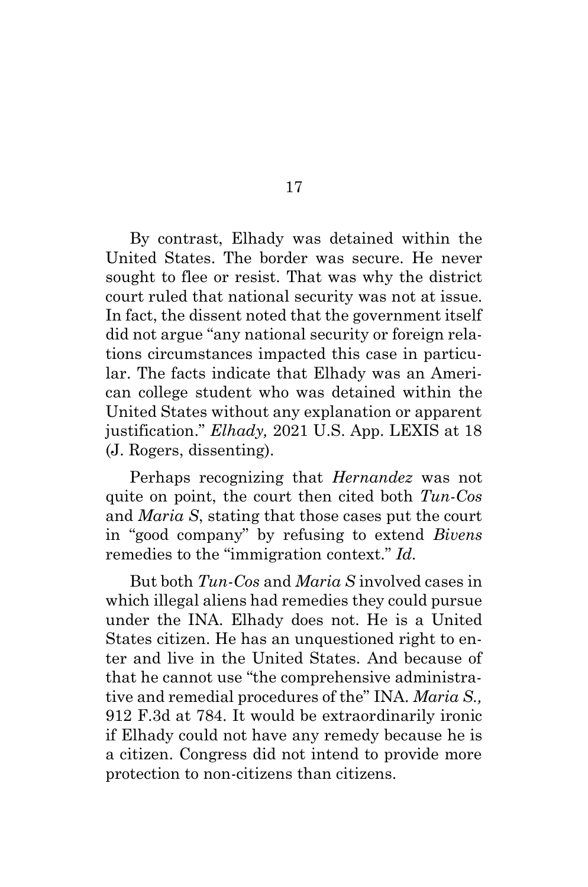By contrast, Elhady was detained within the United States. The border was secure. He never sought to flee or resist. That was why the district court ruled that national security was not at issue. In fact, the dissent noted that the government itself did not argue "any national security or foreign relations circumstances impacted this case in particular. The facts indicate that Elhady was an American college student who was detained within the United States without any explanation or apparent justification." *Elhady,* 2021 U.S. App. LEXIS at 18 (J. Rogers, dissenting).

Perhaps recognizing that *Hernandez* was not quite on point, the court then cited both *Tun-Cos* and *Maria S*, stating that those cases put the court in "good company" by refusing to extend *Bivens* remedies to the "immigration context." *Id.*

But both *Tun-Cos* and *Maria S* involved cases in which illegal aliens had remedies they could pursue under the INA. Elhady does not. He is a United States citizen. He has an unquestioned right to enter and live in the United States. And because of that he cannot use "the comprehensive administrative and remedial procedures of the" INA. *Maria S.,* 912 F.3d at 784. It would be extraordinarily ironic if Elhady could not have any remedy because he is a citizen. Congress did not intend to provide more protection to non-citizens than citizens.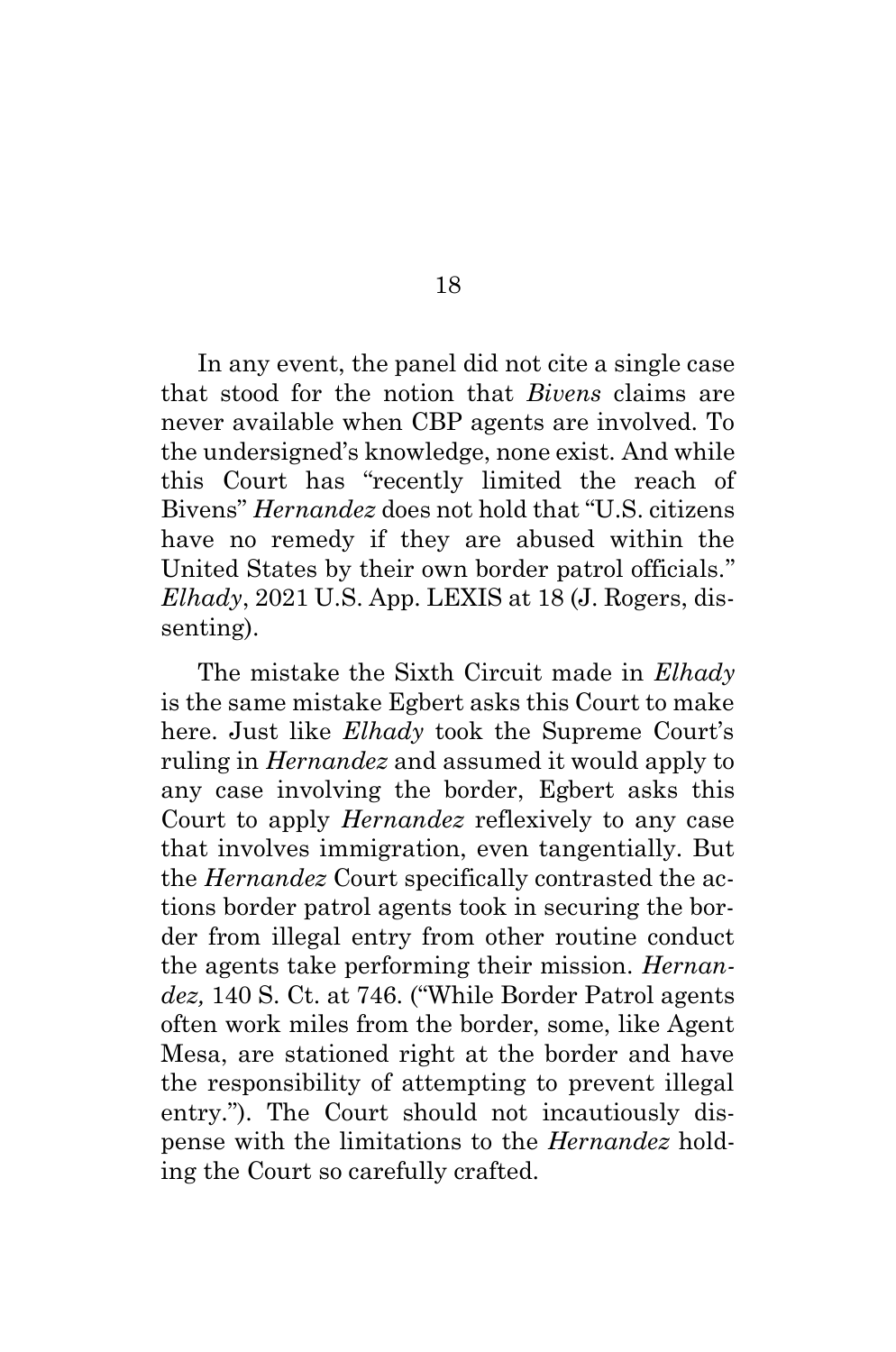In any event, the panel did not cite a single case that stood for the notion that *Bivens* claims are never available when CBP agents are involved. To the undersigned's knowledge, none exist. And while this Court has "recently limited the reach of Bivens" *Hernandez* does not hold that "U.S. citizens have no remedy if they are abused within the United States by their own border patrol officials." *Elhady*, 2021 U.S. App. LEXIS at 18 (J. Rogers, dissenting).

The mistake the Sixth Circuit made in *Elhady* is the same mistake Egbert asks this Court to make here. Just like *Elhady* took the Supreme Court's ruling in *Hernandez* and assumed it would apply to any case involving the border, Egbert asks this Court to apply *Hernandez* reflexively to any case that involves immigration, even tangentially. But the *Hernandez* Court specifically contrasted the actions border patrol agents took in securing the border from illegal entry from other routine conduct the agents take performing their mission. *Hernandez,* 140 S. Ct. at 746. ("While Border Patrol agents often work miles from the border, some, like Agent Mesa, are stationed right at the border and have the responsibility of attempting to prevent illegal entry."). The Court should not incautiously dispense with the limitations to the *Hernandez* holding the Court so carefully crafted.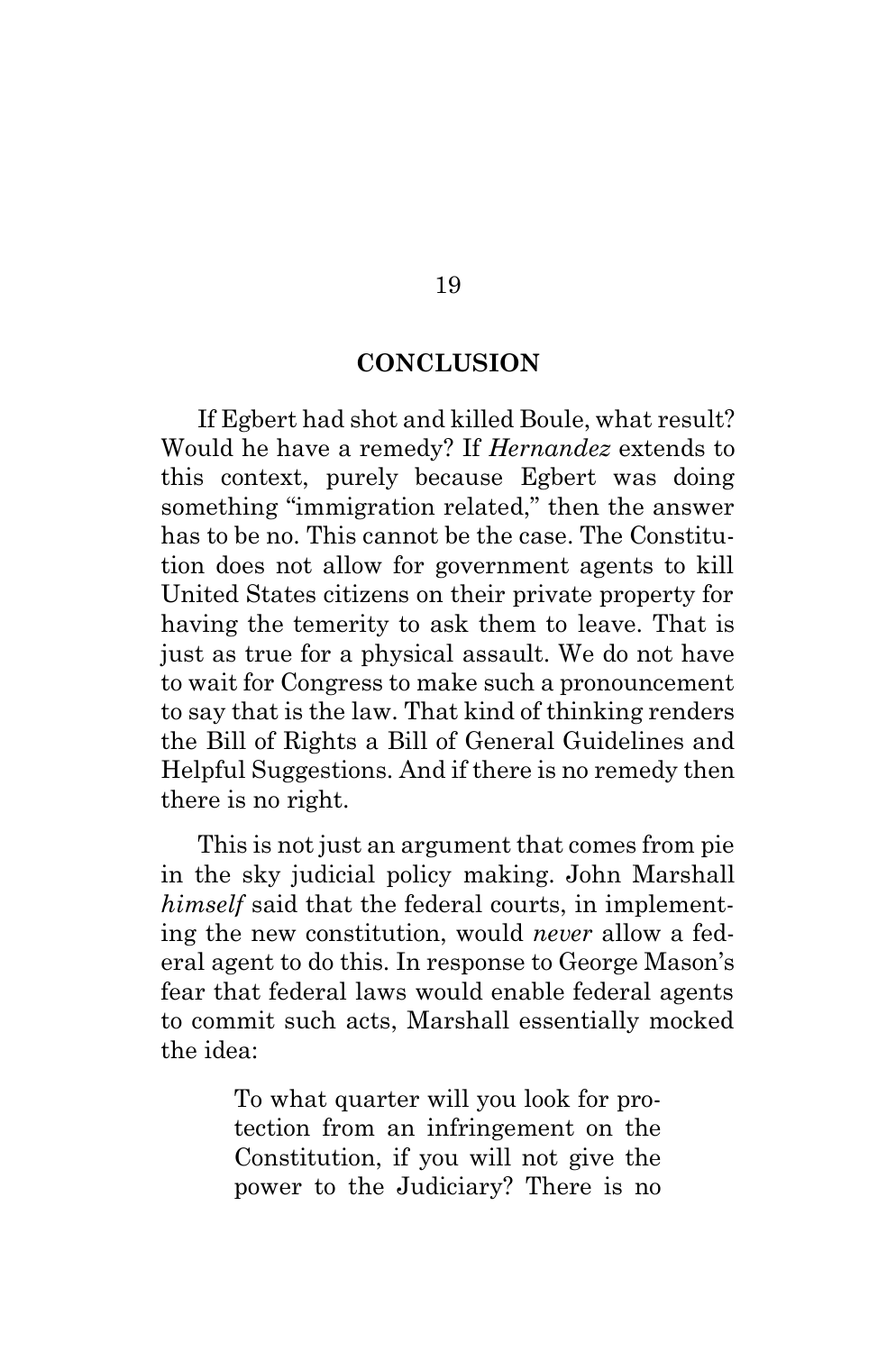## CONCLUSION

If Egbert had shot and killed Boule, what result? Would he have a remedy? If *Hernandez* extends to this context, purely because Egbert was doing something "immigration related," then the answer has to be no. This cannot be the case. The Constitution does not allow for government agents to kill United States citizens on their private property for having the temerity to ask them to leave. That is just as true for a physical assault. We do not have to wait for Congress to make such a pronouncement to say that is the law. That kind of thinking renders the Bill of Rights a Bill of General Guidelines and Helpful Suggestions. And if there is no remedy then there is no right.

This is not just an argument that comes from pie in the sky judicial policy making. John Marshall *himself* said that the federal courts, in implementing the new constitution, would *never* allow a federal agent to do this. In response to George Mason's fear that federal laws would enable federal agents to commit such acts, Marshall essentially mocked the idea:

> To what quarter will you look for protection from an infringement on the Constitution, if you will not give the power to the Judiciary? There is no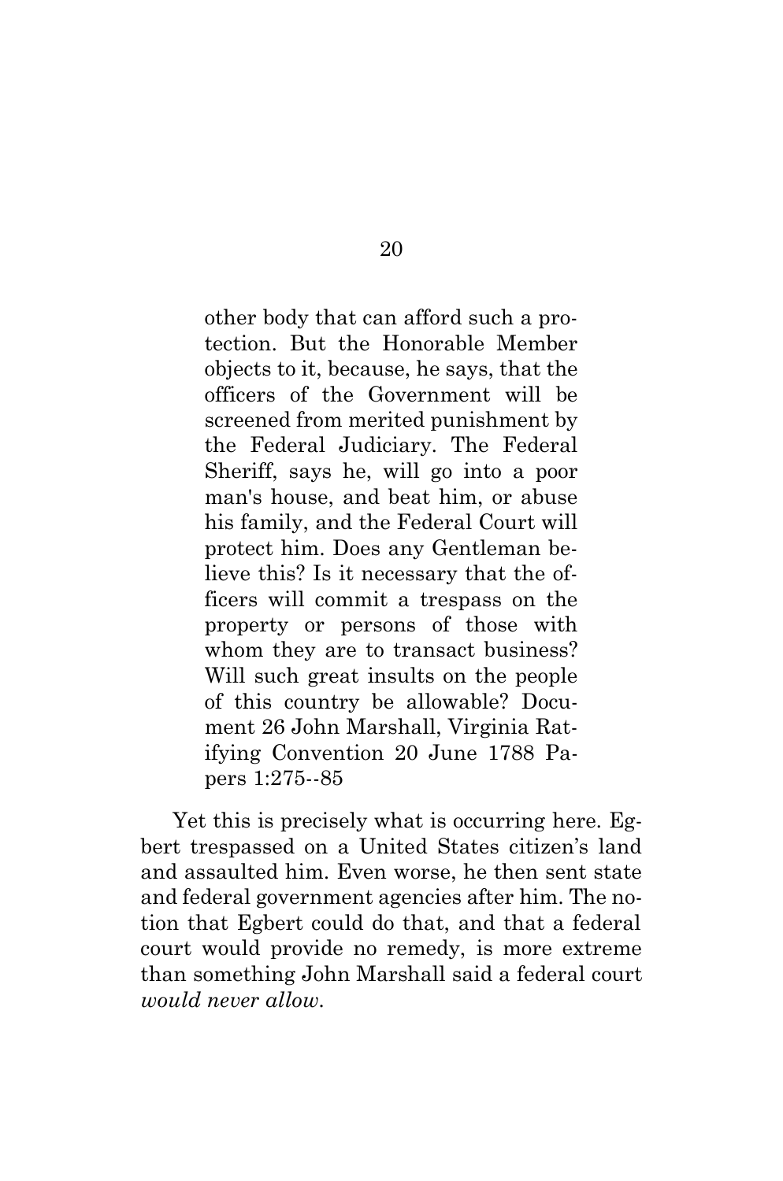> other body that can afford such a protection. But the Honorable Member objects to it, because, he says, that the officers of the Government will be screened from merited punishment by the Federal Judiciary. The Federal Sheriff, says he, will go into a poor man's house, and beat him, or abuse his family, and the Federal Court will protect him. Does any Gentleman believe this? Is it necessary that the officers will commit a trespass on the property or persons of those with whom they are to transact business? Will such great insults on the people of this country be allowable? Document 26 John Marshall, Virginia Ratifying Convention 20 June 1788 Papers 1:275--85

Yet this is precisely what is occurring here. Egbert trespassed on a United States citizen's land and assaulted him. Even worse, he then sent state and federal government agencies after him. The notion that Egbert could do that, and that a federal court would provide no remedy, is more extreme than something John Marshall said a federal court *would never allow*.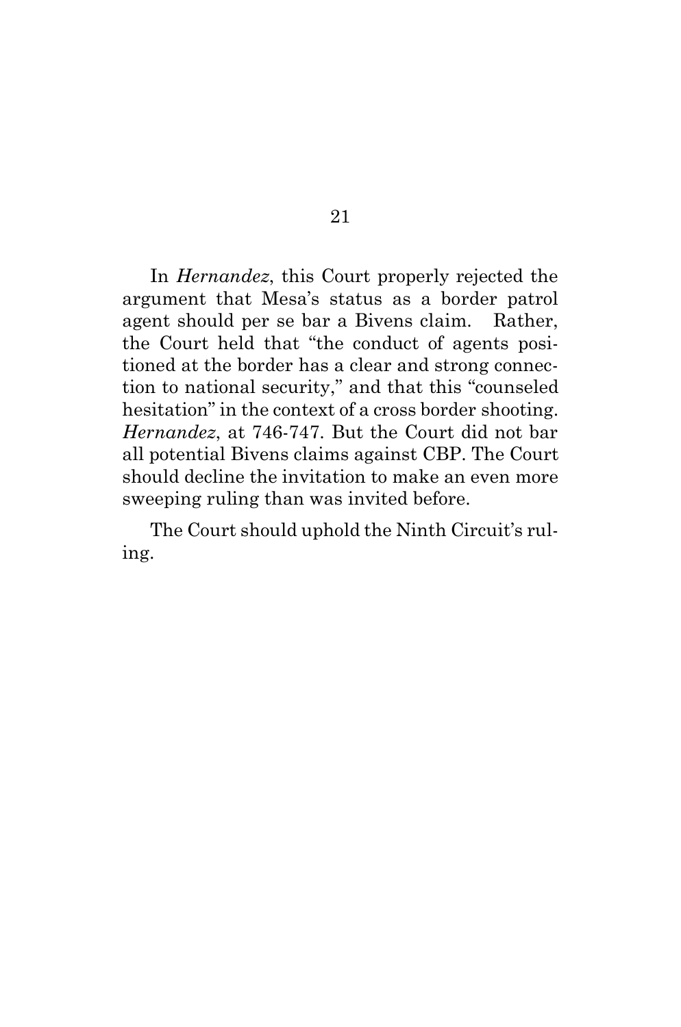In *Hernandez*, this Court properly rejected the argument that Mesa's status as a border patrol agent should per se bar a Bivens claim. Rather, the Court held that "the conduct of agents positioned at the border has a clear and strong connection to national security," and that this "counseled hesitation" in the context of a cross border shooting. *Hernandez*, at 746-747. But the Court did not bar all potential Bivens claims against CBP. The Court should decline the invitation to make an even more sweeping ruling than was invited before.

The Court should uphold the Ninth Circuit's ruling.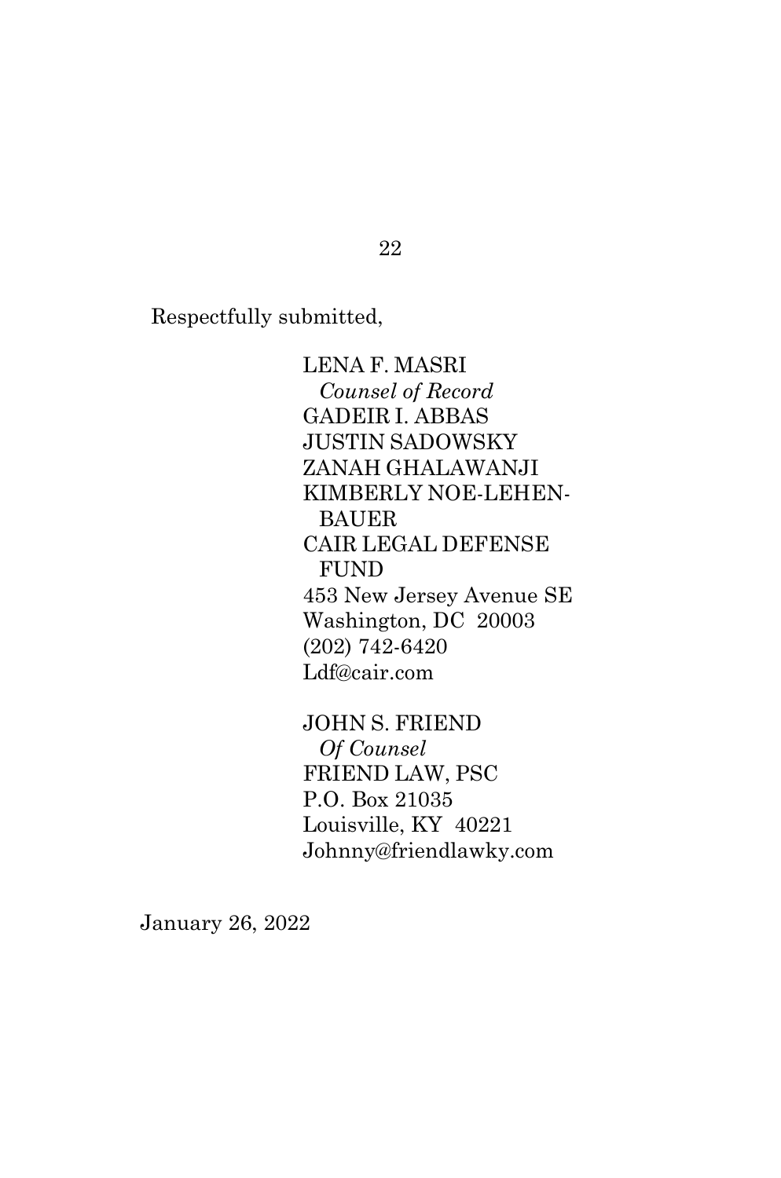Respectfully submitted,

LENA F. MASRI
*Counsel of Record*
GADEIR I. ABBAS
JUSTIN SADOWSKY
ZANAH GHALAWANJI
KIMBERLY NOE-LEHENBAUER
CAIR LEGAL DEFENSE FUND
453 New Jersey Avenue SE
Washington, DC 20003
(202) 742-6420
Ldf@cair.com

JOHN S. FRIEND
*Of Counsel*
FRIEND LAW, PSC
P.O. Box 21035
Louisville, KY 40221
Johnny@friendlawky.com

January 26, 2022